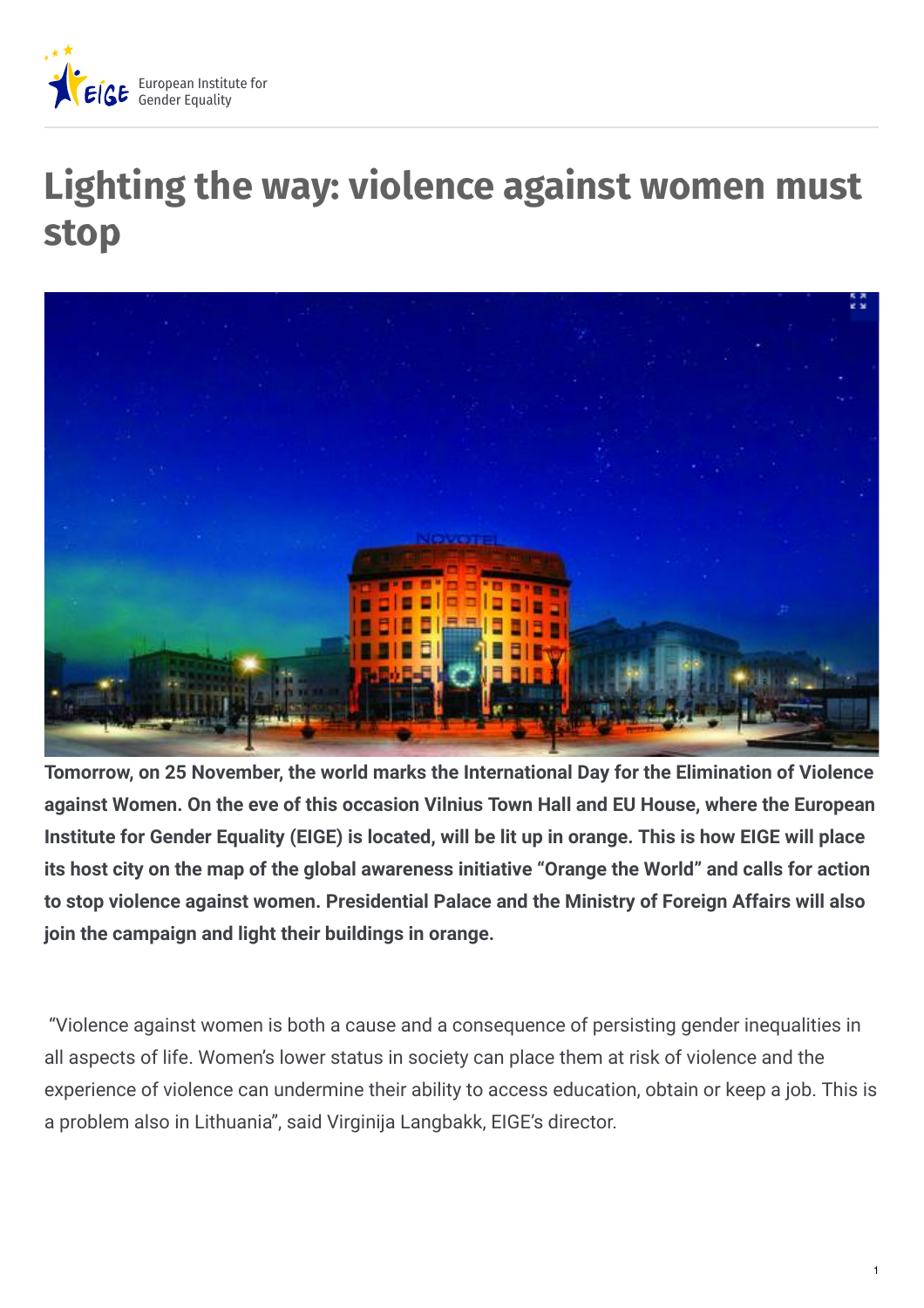# Lighting the way: violence against women must stop

**Tomorrow, on 25 November, the world marks the International Day for the Elimination of Violence against Women. On the eve of this occasion Vilnius Town Hall and EU House, where the European Institute for Gender Equality (EIGE) is located, will be lit up in orange. This is how EIGE will place its host city on the map of the global awareness initiative "Orange the World" and calls for action to stop violence against women. Presidential Palace and the Ministry of Foreign Affairs will also join the campaign and light their buildings in orange.**

"Violence against women is both a cause and a consequence of persisting gender inequalities in all aspects of life. Women's lower status in society can place them at risk of violence and the experience of violence can undermine their ability to access education, obtain or keep a job. This is a problem also in Lithuania", said Virginija Langbakk, EIGE's director.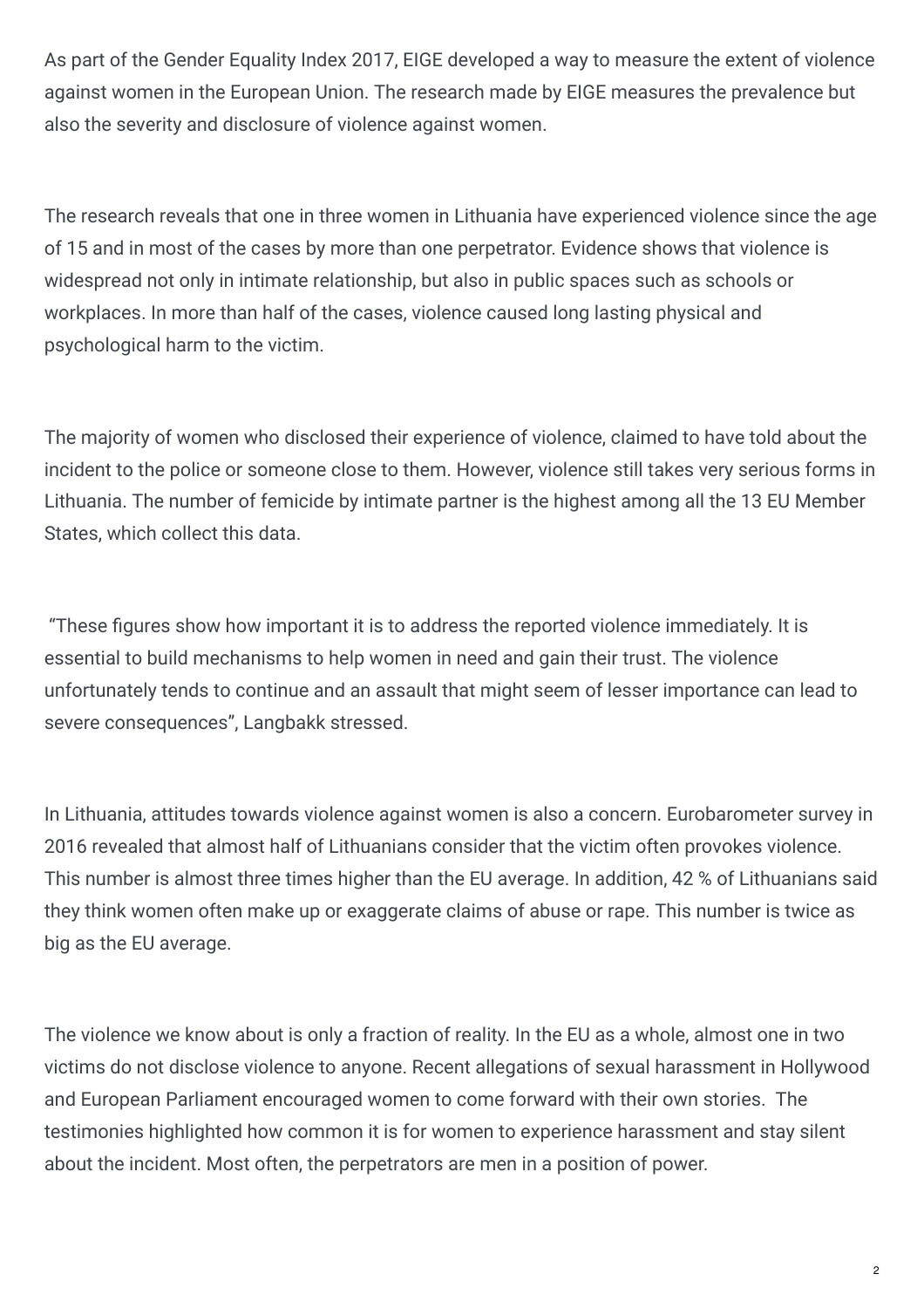As part of the Gender Equality Index 2017, EIGE developed a way to measure the extent of violence against women in the European Union. The research made by EIGE measures the prevalence but also the severity and disclosure of violence against women.

The research reveals that one in three women in Lithuania have experienced violence since the age of 15 and in most of the cases by more than one perpetrator. Evidence shows that violence is widespread not only in intimate relationship, but also in public spaces such as schools or workplaces. In more than half of the cases, violence caused long lasting physical and psychological harm to the victim.

The majority of women who disclosed their experience of violence, claimed to have told about the incident to the police or someone close to them. However, violence still takes very serious forms in Lithuania. The number of femicide by intimate partner is the highest among all the 13 EU Member States, which collect this data.

"These figures show how important it is to address the reported violence immediately. It is essential to build mechanisms to help women in need and gain their trust. The violence unfortunately tends to continue and an assault that might seem of lesser importance can lead to severe consequences", Langbakk stressed.

In Lithuania, attitudes towards violence against women is also a concern. Eurobarometer survey in 2016 revealed that almost half of Lithuanians consider that the victim often provokes violence. This number is almost three times higher than the EU average. In addition, 42 % of Lithuanians said they think women often make up or exaggerate claims of abuse or rape. This number is twice as big as the EU average.

The violence we know about is only a fraction of reality. In the EU as a whole, almost one in two victims do not disclose violence to anyone. Recent allegations of sexual harassment in Hollywood and European Parliament encouraged women to come forward with their own stories. The testimonies highlighted how common it is for women to experience harassment and stay silent about the incident. Most often, the perpetrators are men in a position of power.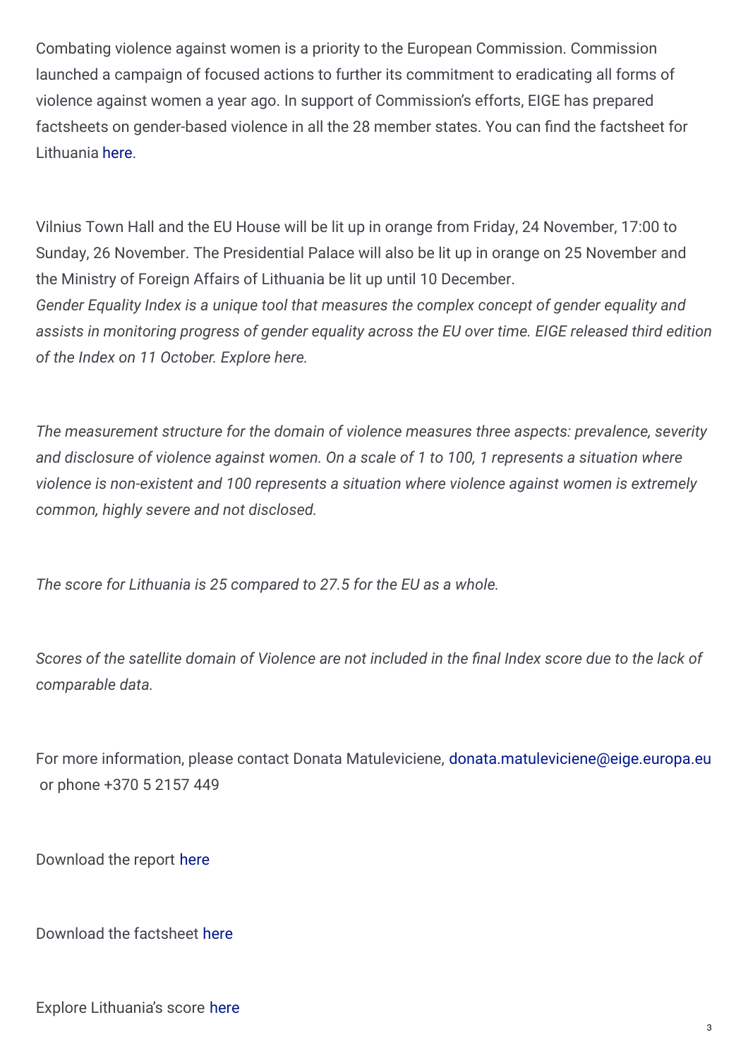Combating violence against women is a priority to the European Commission. Commission launched a campaign of focused actions to further its commitment to eradicating all forms of violence against women a year ago. In support of Commission's efforts, EIGE has prepared factsheets on gender-based violence in all the 28 member states. You can find the factsheet for Lithuania here.

Vilnius Town Hall and the EU House will be lit up in orange from Friday, 24 November, 17:00 to Sunday, 26 November. The Presidential Palace will also be lit up in orange on 25 November and the Ministry of Foreign Affairs of Lithuania be lit up until 10 December.
*Gender Equality Index is a unique tool that measures the complex concept of gender equality and assists in monitoring progress of gender equality across the EU over time. EIGE released third edition of the Index on 11 October. Explore here.*

*The measurement structure for the domain of violence measures three aspects: prevalence, severity and disclosure of violence against women. On a scale of 1 to 100, 1 represents a situation where violence is non-existent and 100 represents a situation where violence against women is extremely common, highly severe and not disclosed.*

*The score for Lithuania is 25 compared to 27.5 for the EU as a whole.*

*Scores of the satellite domain of Violence are not included in the final Index score due to the lack of comparable data.*

For more information, please contact Donata Matuleviciene, donata.matuleviciene@eige.europa.eu or phone +370 5 2157 449

Download the report here

Download the factsheet here

Explore Lithuania's score here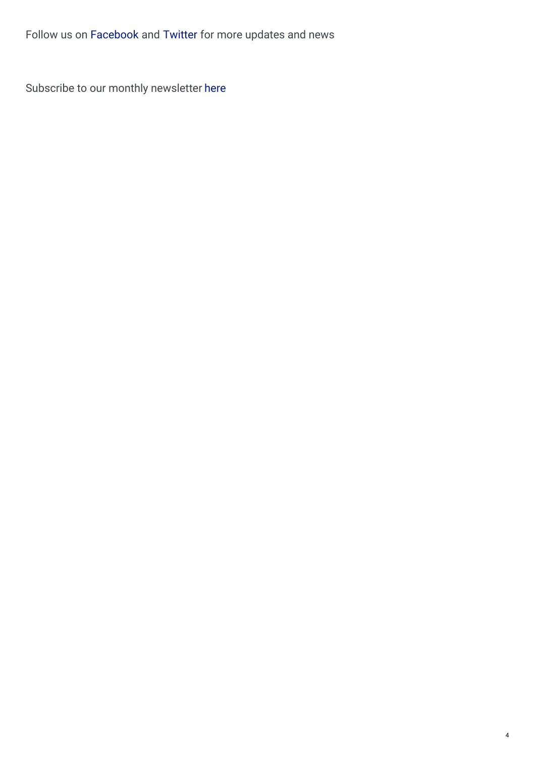Follow us on Facebook and Twitter for more updates and news

Subscribe to our monthly newsletter here